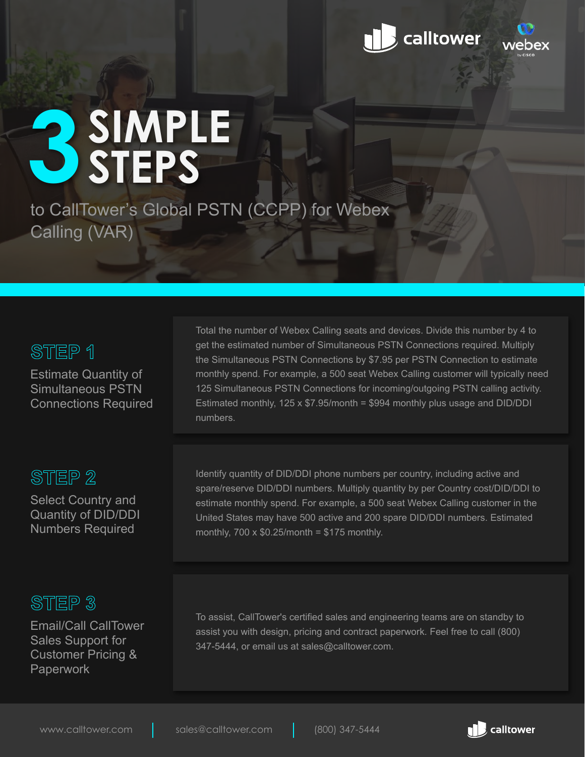# 3 SIMPLE STEPS

to CallTower's Global PSTN (CCPP) for Webex Calling (VAR)

## STEP 1

### Estimate Quantity of Simultaneous PSTN Connections Required

Total the number of Webex Calling seats and devices. Divide this number by 4 to get the estimated number of Simultaneous PSTN Connections required. Multiply the Simultaneous PSTN Connections by $7.95 per PSTN Connection to estimate monthly spend. For example, a 500 seat Webex Calling customer will typically need 125 Simultaneous PSTN Connections for incoming/outgoing PSTN calling activity. Estimated monthly, 125 x $7.95/month = $994 monthly plus usage and DID/DDI numbers.

## STEP 2

### Select Country and Quantity of DID/DDI Numbers Required

Identify quantity of DID/DDI phone numbers per country, including active and spare/reserve DID/DDI numbers. Multiply quantity by per Country cost/DID/DDI to estimate monthly spend. For example, a 500 seat Webex Calling customer in the United States may have 500 active and 200 spare DID/DDI numbers. Estimated monthly, 700 x $0.25/month = $175 monthly.

## STEP 3

### Email/Call CallTower Sales Support for Customer Pricing & Paperwork

To assist, CallTower's certified sales and engineering teams are on standby to assist you with design, pricing and contract paperwork. Feel free to call (800) 347-5444, or email us at sales@calltower.com.

www.calltower.com | sales@calltower.com | (800) 347-5444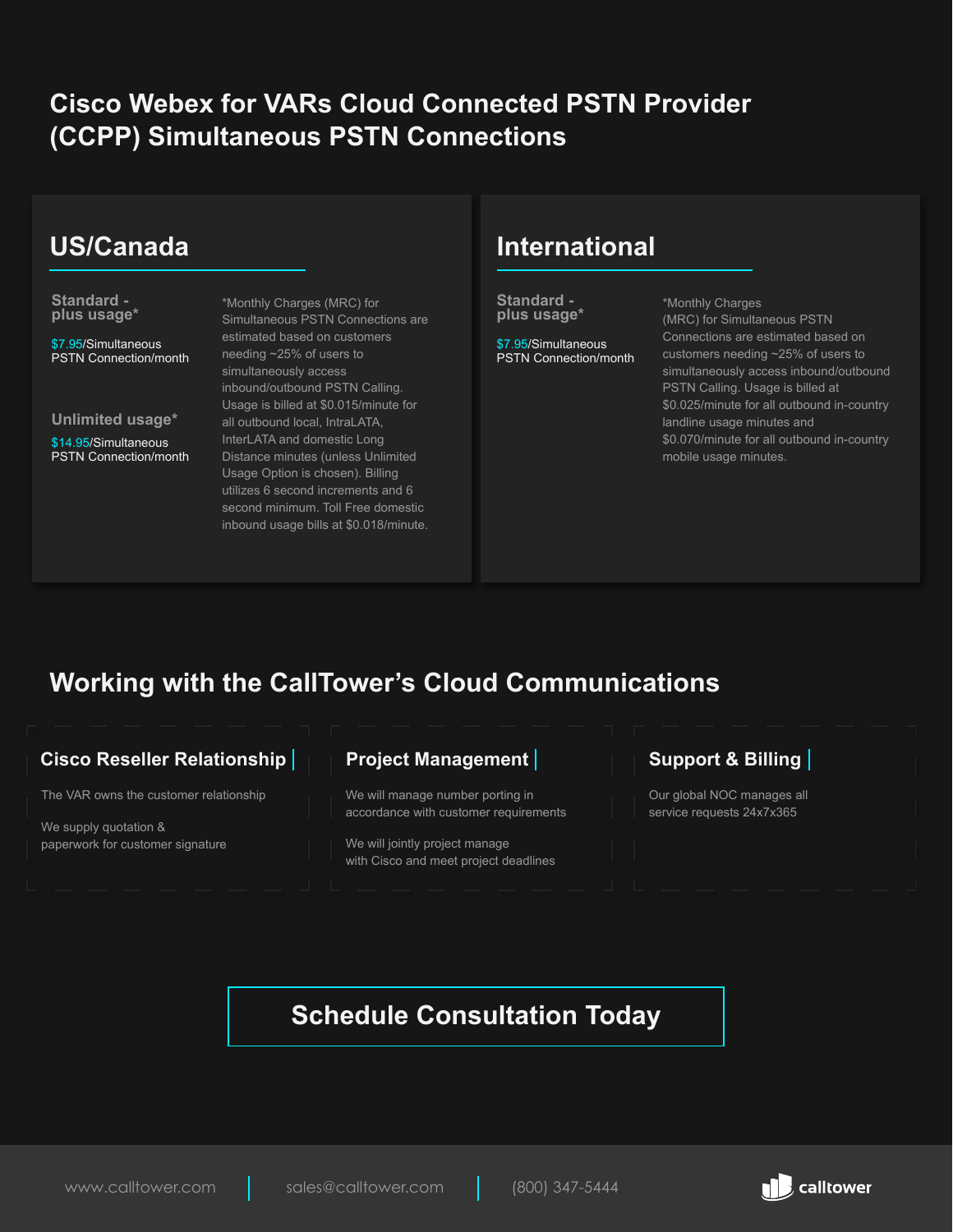# Cisco Webex for VARs Cloud Connected PSTN Provider (CCPP) Simultaneous PSTN Connections

## US/Canada

**Standard - plus usage***

$7.95/Simultaneous PSTN Connection/month

**Unlimited usage***

$14.95/Simultaneous PSTN Connection/month

*Monthly Charges (MRC) for Simultaneous PSTN Connections are estimated based on customers needing ~25% of users to simultaneously access inbound/outbound PSTN Calling. Usage is billed at $0.015/minute for all outbound local, IntraLATA, InterLATA and domestic Long Distance minutes (unless Unlimited Usage Option is chosen). Billing utilizes 6 second increments and 6 second minimum. Toll Free domestic inbound usage bills at $0.018/minute.

## International

**Standard - plus usage***

$7.95/Simultaneous PSTN Connection/month

*Monthly Charges (MRC) for Simultaneous PSTN Connections are estimated based on customers needing ~25% of users to simultaneously access inbound/outbound PSTN Calling. Usage is billed at $0.025/minute for all outbound in-country landline usage minutes and $0.070/minute for all outbound in-country mobile usage minutes.

# Working with the CallTower's Cloud Communications

### Cisco Reseller Relationship

The VAR owns the customer relationship

We supply quotation & paperwork for customer signature

### Project Management

We will manage number porting in accordance with customer requirements

We will jointly project manage with Cisco and meet project deadlines

### Support & Billing

Our global NOC manages all service requests 24x7x365

**Schedule Consultation Today**

www.calltower.com | sales@calltower.com | (800) 347-5444

calltower